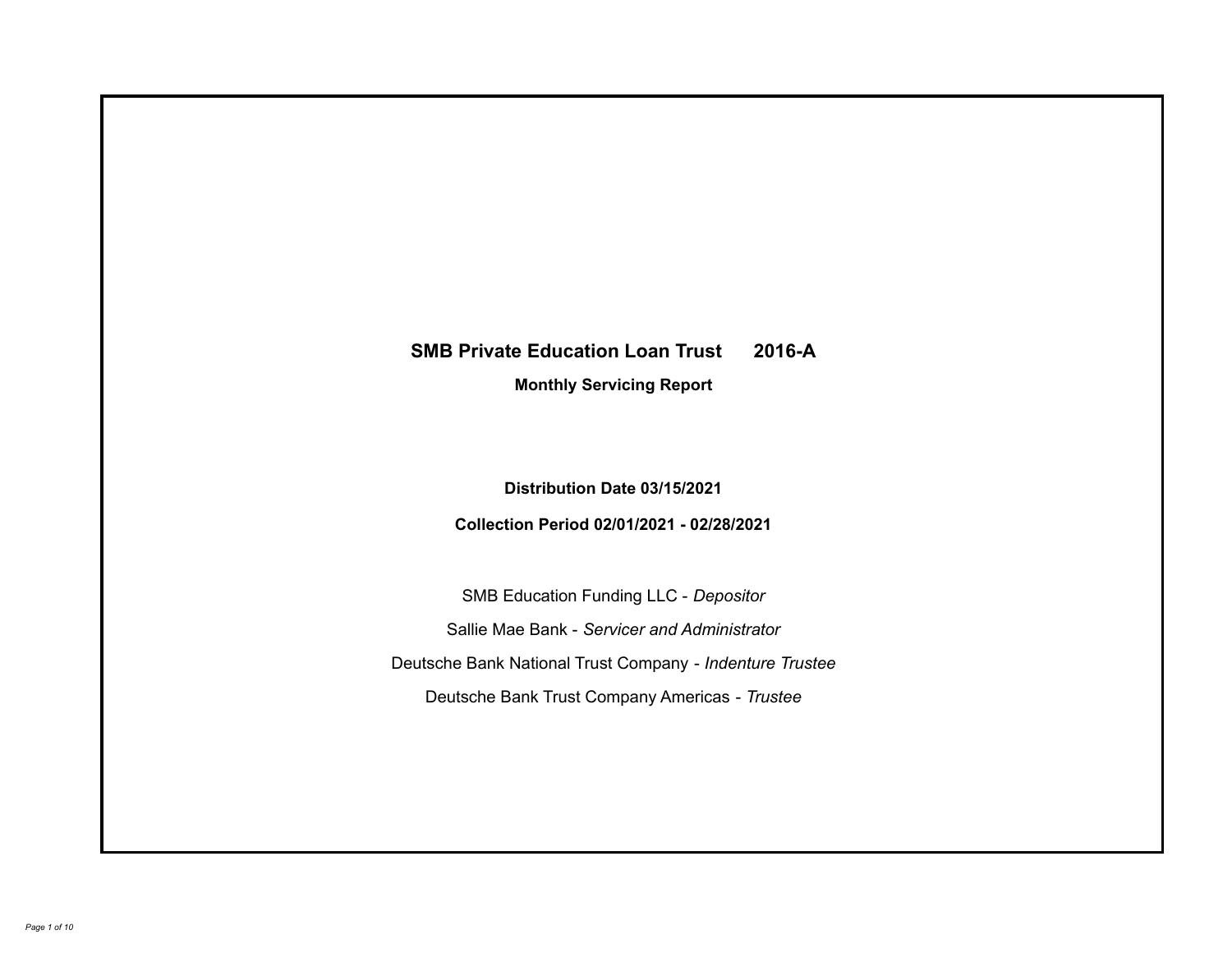# SMB Private Education Loan Trust 2016-A

## Monthly Servicing Report

**Distribution Date 03/15/2021**

**Collection Period 02/01/2021 - 02/28/2021**

SMB Education Funding LLC - *Depositor*

Sallie Mae Bank - *Servicer and Administrator*

Deutsche Bank National Trust Company - *Indenture Trustee*

Deutsche Bank Trust Company Americas - *Trustee*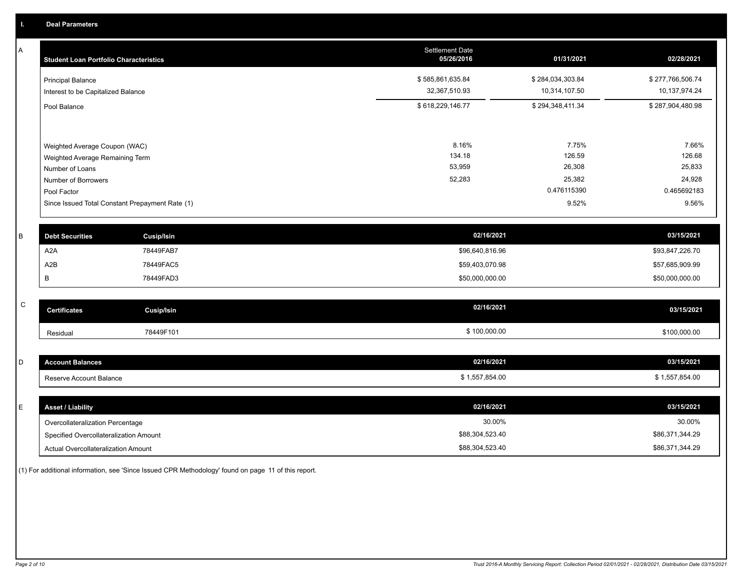## I. Deal Parameters

### A

| Student Loan Portfolio Characteristics | Settlement Date 05/26/2016 | 01/31/2021 | 02/28/2021 |
|---|---|---|---|
| Principal Balance | $ 585,861,635.84 | $ 284,034,303.84 | $ 277,766,506.74 |
| Interest to be Capitalized Balance | 32,367,510.93 | 10,314,107.50 | 10,137,974.24 |
| Pool Balance | $ 618,229,146.77 | $ 294,348,411.34 | $ 287,904,480.98 |
| Weighted Average Coupon (WAC) | 8.16% | 7.75% | 7.66% |
| Weighted Average Remaining Term | 134.18 | 126.59 | 126.68 |
| Number of Loans | 53,959 | 26,308 | 25,833 |
| Number of Borrowers | 52,283 | 25,382 | 24,928 |
| Pool Factor | | 0.476115390 | 0.465692183 |
| Since Issued Total Constant Prepayment Rate (1) | | 9.52% | 9.56% |

### B

| Debt Securities | Cusip/Isin | 02/16/2021 | 03/15/2021 |
|---|---|---|---|
| A2A | 78449FAB7 | $96,640,816.96 | $93,847,226.70 |
| A2B | 78449FAC5 | $59,403,070.98 | $57,685,909.99 |
| B | 78449FAD3 | $50,000,000.00 | $50,000,000.00 |

### C

| Certificates | Cusip/Isin | 02/16/2021 | 03/15/2021 |
|---|---|---|---|
| Residual | 78449F101 | $ 100,000.00 | $100,000.00 |

### D

| Account Balances | 02/16/2021 | 03/15/2021 |
|---|---|---|
| Reserve Account Balance | $ 1,557,854.00 | $ 1,557,854.00 |

### E

| Asset / Liability | 02/16/2021 | 03/15/2021 |
|---|---|---|
| Overcollateralization Percentage | 30.00% | 30.00% |
| Specified Overcollateralization Amount | $88,304,523.40 | $86,371,344.29 |
| Actual Overcollateralization Amount | $88,304,523.40 | $86,371,344.29 |

(1) For additional information, see 'Since Issued CPR Methodology' found on page 11 of this report.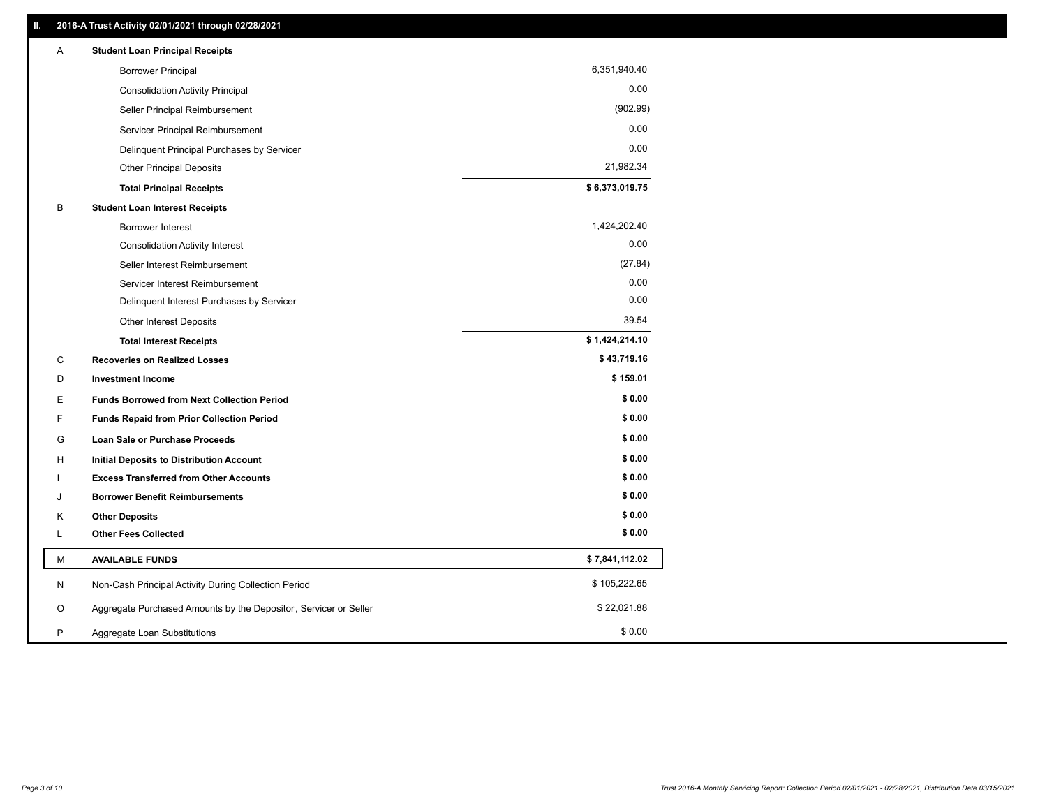## II. 2016-A Trust Activity 02/01/2021 through 02/28/2021

| | | |
|---|---|---|
| A | **Student Loan Principal Receipts** | |
| | Borrower Principal | 6,351,940.40 |
| | Consolidation Activity Principal | 0.00 |
| | Seller Principal Reimbursement | (902.99) |
| | Servicer Principal Reimbursement | 0.00 |
| | Delinquent Principal Purchases by Servicer | 0.00 |
| | Other Principal Deposits | 21,982.34 |
| | **Total Principal Receipts** | **$ 6,373,019.75** |
| B | **Student Loan Interest Receipts** | |
| | Borrower Interest | 1,424,202.40 |
| | Consolidation Activity Interest | 0.00 |
| | Seller Interest Reimbursement | (27.84) |
| | Servicer Interest Reimbursement | 0.00 |
| | Delinquent Interest Purchases by Servicer | 0.00 |
| | Other Interest Deposits | 39.54 |
| | **Total Interest Receipts** | **$ 1,424,214.10** |
| C | **Recoveries on Realized Losses** | **$ 43,719.16** |
| D | **Investment Income** | **$ 159.01** |
| E | **Funds Borrowed from Next Collection Period** | **$ 0.00** |
| F | **Funds Repaid from Prior Collection Period** | **$ 0.00** |
| G | **Loan Sale or Purchase Proceeds** | **$ 0.00** |
| H | **Initial Deposits to Distribution Account** | **$ 0.00** |
| I | **Excess Transferred from Other Accounts** | **$ 0.00** |
| J | **Borrower Benefit Reimbursements** | **$ 0.00** |
| K | **Other Deposits** | **$ 0.00** |
| L | **Other Fees Collected** | **$ 0.00** |
| M | **AVAILABLE FUNDS** | **$ 7,841,112.02** |
| N | Non-Cash Principal Activity During Collection Period | $ 105,222.65 |
| O | Aggregate Purchased Amounts by the Depositor, Servicer or Seller | $ 22,021.88 |
| P | Aggregate Loan Substitutions | $ 0.00 |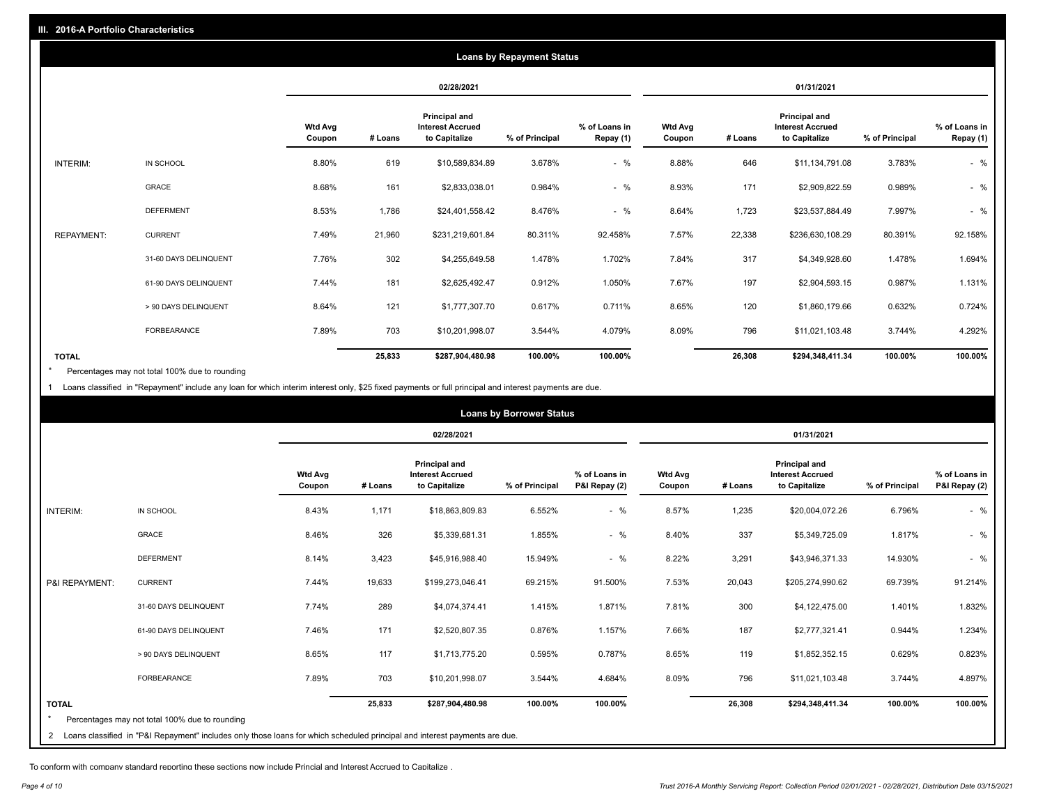## III. 2016-A Portfolio Characteristics

### Loans by Repayment Status

| | | 02/28/2021 | | | | | 01/31/2021 | | | | |
|---|---|---|---|---|---|---|---|---|---|---|---|
| | | Wtd Avg Coupon | # Loans | Principal and Interest Accrued to Capitalize | % of Principal | % of Loans in Repay (1) | Wtd Avg Coupon | # Loans | Principal and Interest Accrued to Capitalize | % of Principal | % of Loans in Repay (1) |
| INTERIM: | IN SCHOOL | 8.80% | 619 | $10,589,834.89 | 3.678% | - % | 8.88% | 646 | $11,134,791.08 | 3.783% | - % |
| | GRACE | 8.68% | 161 | $2,833,038.01 | 0.984% | - % | 8.93% | 171 | $2,909,822.59 | 0.989% | - % |
| | DEFERMENT | 8.53% | 1,786 | $24,401,558.42 | 8.476% | - % | 8.64% | 1,723 | $23,537,884.49 | 7.997% | - % |
| REPAYMENT: | CURRENT | 7.49% | 21,960 | $231,219,601.84 | 80.311% | 92.458% | 7.57% | 22,338 | $236,630,108.29 | 80.391% | 92.158% |
| | 31-60 DAYS DELINQUENT | 7.76% | 302 | $4,255,649.58 | 1.478% | 1.702% | 7.84% | 317 | $4,349,928.60 | 1.478% | 1.694% |
| | 61-90 DAYS DELINQUENT | 7.44% | 181 | $2,625,492.47 | 0.912% | 1.050% | 7.67% | 197 | $2,904,593.15 | 0.987% | 1.131% |
| | > 90 DAYS DELINQUENT | 8.64% | 121 | $1,777,307.70 | 0.617% | 0.711% | 8.65% | 120 | $1,860,179.66 | 0.632% | 0.724% |
| | FORBEARANCE | 7.89% | 703 | $10,201,998.07 | 3.544% | 4.079% | 8.09% | 796 | $11,021,103.48 | 3.744% | 4.292% |
| TOTAL | | | 25,833 | $287,904,480.98 | 100.00% | 100.00% | | 26,308 | $294,348,411.34 | 100.00% | 100.00% |

\* Percentages may not total 100% due to rounding

1 Loans classified in "Repayment" include any loan for which interim interest only, $25 fixed payments or full principal and interest payments are due.

### Loans by Borrower Status

| | | 02/28/2021 | | | | | 01/31/2021 | | | | |
|---|---|---|---|---|---|---|---|---|---|---|---|
| | | Wtd Avg Coupon | # Loans | Principal and Interest Accrued to Capitalize | % of Principal | % of Loans in P&I Repay (2) | Wtd Avg Coupon | # Loans | Principal and Interest Accrued to Capitalize | % of Principal | % of Loans in P&I Repay (2) |
| INTERIM: | IN SCHOOL | 8.43% | 1,171 | $18,863,809.83 | 6.552% | - % | 8.57% | 1,235 | $20,004,072.26 | 6.796% | - % |
| | GRACE | 8.46% | 326 | $5,339,681.31 | 1.855% | - % | 8.40% | 337 | $5,349,725.09 | 1.817% | - % |
| | DEFERMENT | 8.14% | 3,423 | $45,916,988.40 | 15.949% | - % | 8.22% | 3,291 | $43,946,371.33 | 14.930% | - % |
| P&I REPAYMENT: | CURRENT | 7.44% | 19,633 | $199,273,046.41 | 69.215% | 91.500% | 7.53% | 20,043 | $205,274,990.62 | 69.739% | 91.214% |
| | 31-60 DAYS DELINQUENT | 7.74% | 289 | $4,074,374.41 | 1.415% | 1.871% | 7.81% | 300 | $4,122,475.00 | 1.401% | 1.832% |
| | 61-90 DAYS DELINQUENT | 7.46% | 171 | $2,520,807.35 | 0.876% | 1.157% | 7.66% | 187 | $2,777,321.41 | 0.944% | 1.234% |
| | > 90 DAYS DELINQUENT | 8.65% | 117 | $1,713,775.20 | 0.595% | 0.787% | 8.65% | 119 | $1,852,352.15 | 0.629% | 0.823% |
| | FORBEARANCE | 7.89% | 703 | $10,201,998.07 | 3.544% | 4.684% | 8.09% | 796 | $11,021,103.48 | 3.744% | 4.897% |
| TOTAL | | | 25,833 | $287,904,480.98 | 100.00% | 100.00% | | 26,308 | $294,348,411.34 | 100.00% | 100.00% |

\* Percentages may not total 100% due to rounding

2 Loans classified in "P&I Repayment" includes only those loans for which scheduled principal and interest payments are due.

To conform with company standard reporting these sections now include Princial and Interest Accrued to Capitalize .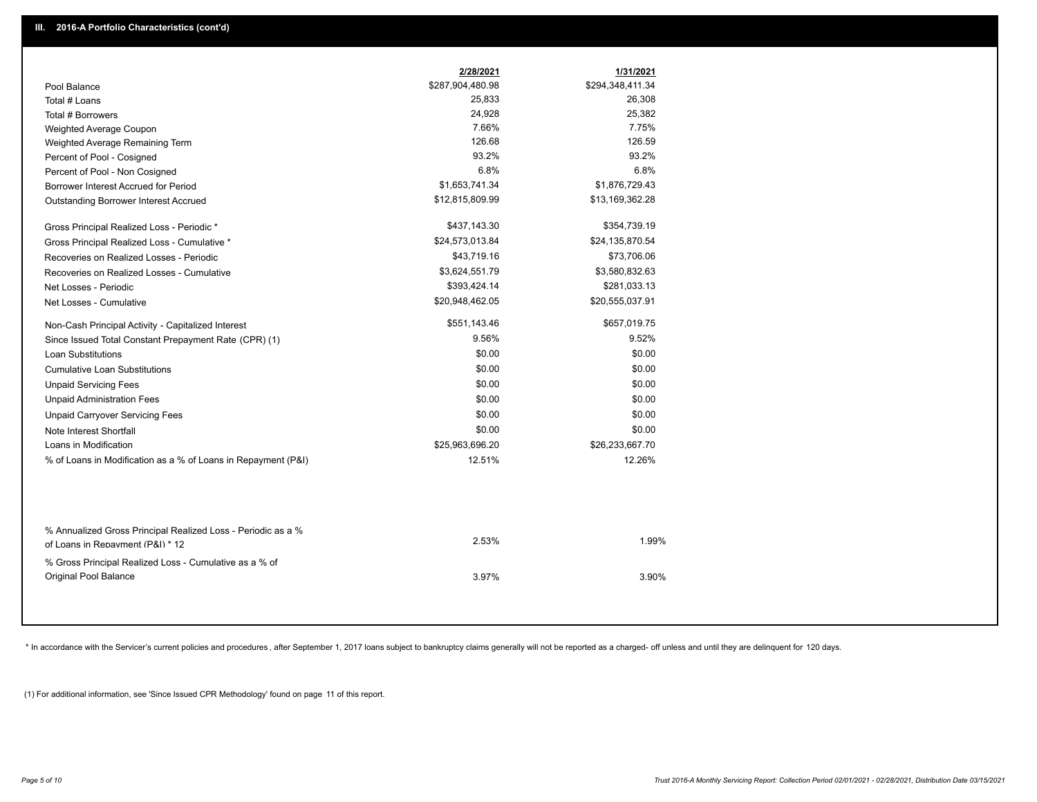## III. 2016-A Portfolio Characteristics (cont'd)

| | 2/28/2021 | 1/31/2021 |
|---|---|---|
| Pool Balance | $287,904,480.98 | $294,348,411.34 |
| Total # Loans | 25,833 | 26,308 |
| Total # Borrowers | 24,928 | 25,382 |
| Weighted Average Coupon | 7.66% | 7.75% |
| Weighted Average Remaining Term | 126.68 | 126.59 |
| Percent of Pool - Cosigned | 93.2% | 93.2% |
| Percent of Pool - Non Cosigned | 6.8% | 6.8% |
| Borrower Interest Accrued for Period | $1,653,741.34 | $1,876,729.43 |
| Outstanding Borrower Interest Accrued | $12,815,809.99 | $13,169,362.28 |
| Gross Principal Realized Loss - Periodic * | $437,143.30 | $354,739.19 |
| Gross Principal Realized Loss - Cumulative * | $24,573,013.84 | $24,135,870.54 |
| Recoveries on Realized Losses - Periodic | $43,719.16 | $73,706.06 |
| Recoveries on Realized Losses - Cumulative | $3,624,551.79 | $3,580,832.63 |
| Net Losses - Periodic | $393,424.14 | $281,033.13 |
| Net Losses - Cumulative | $20,948,462.05 | $20,555,037.91 |
| Non-Cash Principal Activity - Capitalized Interest | $551,143.46 | $657,019.75 |
| Since Issued Total Constant Prepayment Rate (CPR) (1) | 9.56% | 9.52% |
| Loan Substitutions | $0.00 | $0.00 |
| Cumulative Loan Substitutions | $0.00 | $0.00 |
| Unpaid Servicing Fees | $0.00 | $0.00 |
| Unpaid Administration Fees | $0.00 | $0.00 |
| Unpaid Carryover Servicing Fees | $0.00 | $0.00 |
| Note Interest Shortfall | $0.00 | $0.00 |
| Loans in Modification | $25,963,696.20 | $26,233,667.70 |
| % of Loans in Modification as a % of Loans in Repayment (P&I) | 12.51% | 12.26% |
| % Annualized Gross Principal Realized Loss - Periodic as a % of Loans in Repayment (P&I) * 12 | 2.53% | 1.99% |
| % Gross Principal Realized Loss - Cumulative as a % of Original Pool Balance | 3.97% | 3.90% |

* In accordance with the Servicer's current policies and procedures , after September 1, 2017 loans subject to bankruptcy claims generally will not be reported as a charged- off unless and until they are delinquent for 120 days.

(1) For additional information, see 'Since Issued CPR Methodology' found on page 11 of this report.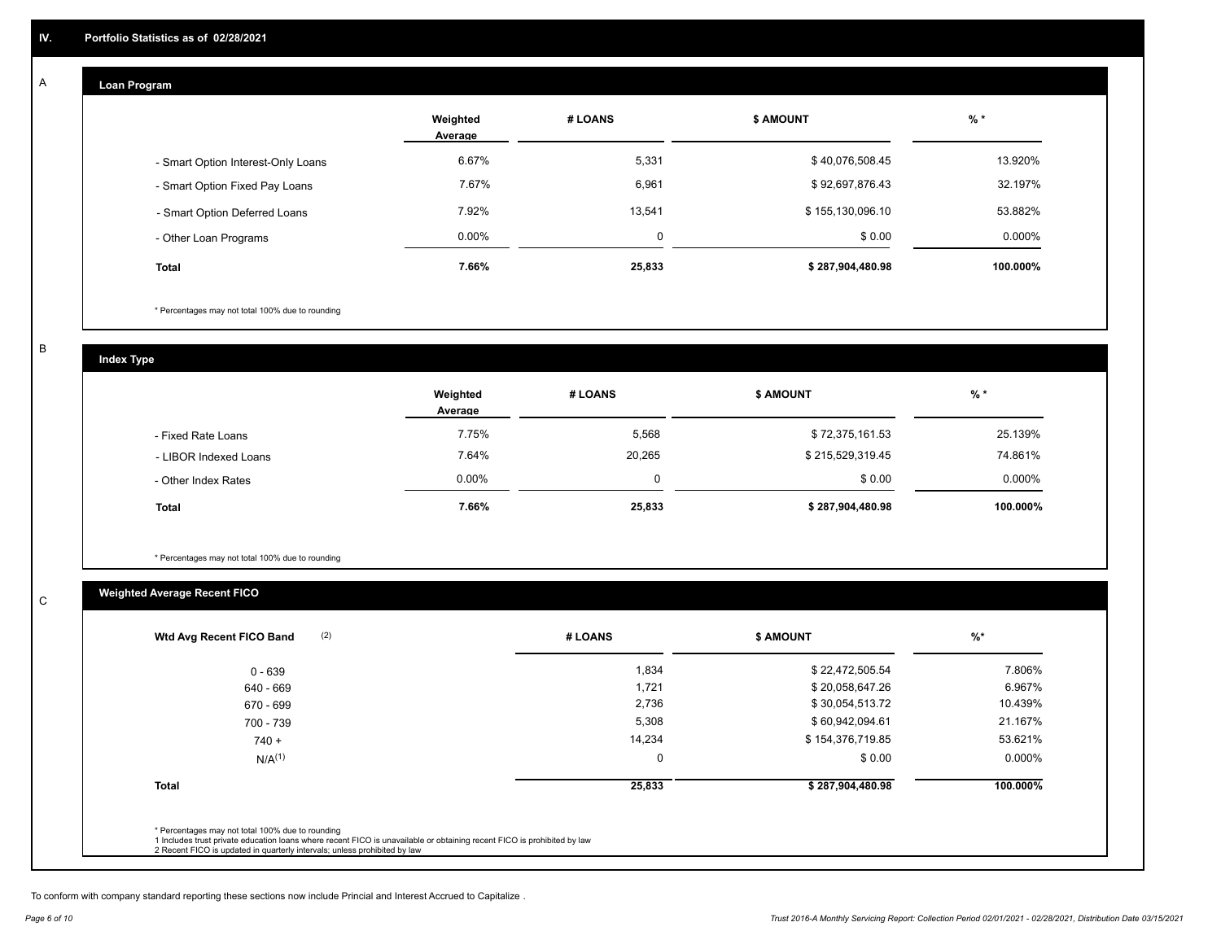## IV. Portfolio Statistics as of 02/28/2021

### A Loan Program

| | Weighted Average | # LOANS | $ AMOUNT | % * |
|---|---|---|---|---|
| - Smart Option Interest-Only Loans | 6.67% | 5,331 | $ 40,076,508.45 | 13.920% |
| - Smart Option Fixed Pay Loans | 7.67% | 6,961 | $ 92,697,876.43 | 32.197% |
| - Smart Option Deferred Loans | 7.92% | 13,541 | $ 155,130,096.10 | 53.882% |
| - Other Loan Programs | 0.00% | 0 | $ 0.00 | 0.000% |
| **Total** | **7.66%** | **25,833** | **$ 287,904,480.98** | **100.000%** |

* Percentages may not total 100% due to rounding

### B Index Type

| | Weighted Average | # LOANS | $ AMOUNT | % * |
|---|---|---|---|---|
| - Fixed Rate Loans | 7.75% | 5,568 | $ 72,375,161.53 | 25.139% |
| - LIBOR Indexed Loans | 7.64% | 20,265 | $ 215,529,319.45 | 74.861% |
| - Other Index Rates | 0.00% | 0 | $ 0.00 | 0.000% |
| **Total** | **7.66%** | **25,833** | **$ 287,904,480.98** | **100.000%** |

* Percentages may not total 100% due to rounding

### C Weighted Average Recent FICO

| Wtd Avg Recent FICO Band (2) | # LOANS | $ AMOUNT | %* |
|---|---|---|---|
| 0 - 639 | 1,834 | $ 22,472,505.54 | 7.806% |
| 640 - 669 | 1,721 | $ 20,058,647.26 | 6.967% |
| 670 - 699 | 2,736 | $ 30,054,513.72 | 10.439% |
| 700 - 739 | 5,308 | $ 60,942,094.61 | 21.167% |
| 740 + | 14,234 | $ 154,376,719.85 | 53.621% |
| N/A(1) | 0 | $ 0.00 | 0.000% |
| **Total** | **25,833** | **$ 287,904,480.98** | **100.000%** |

* Percentages may not total 100% due to rounding
1 Includes trust private education loans where recent FICO is unavailable or obtaining recent FICO is prohibited by law
2 Recent FICO is updated in quarterly intervals; unless prohibited by law

To conform with company standard reporting these sections now include Princial and Interest Accrued to Capitalize .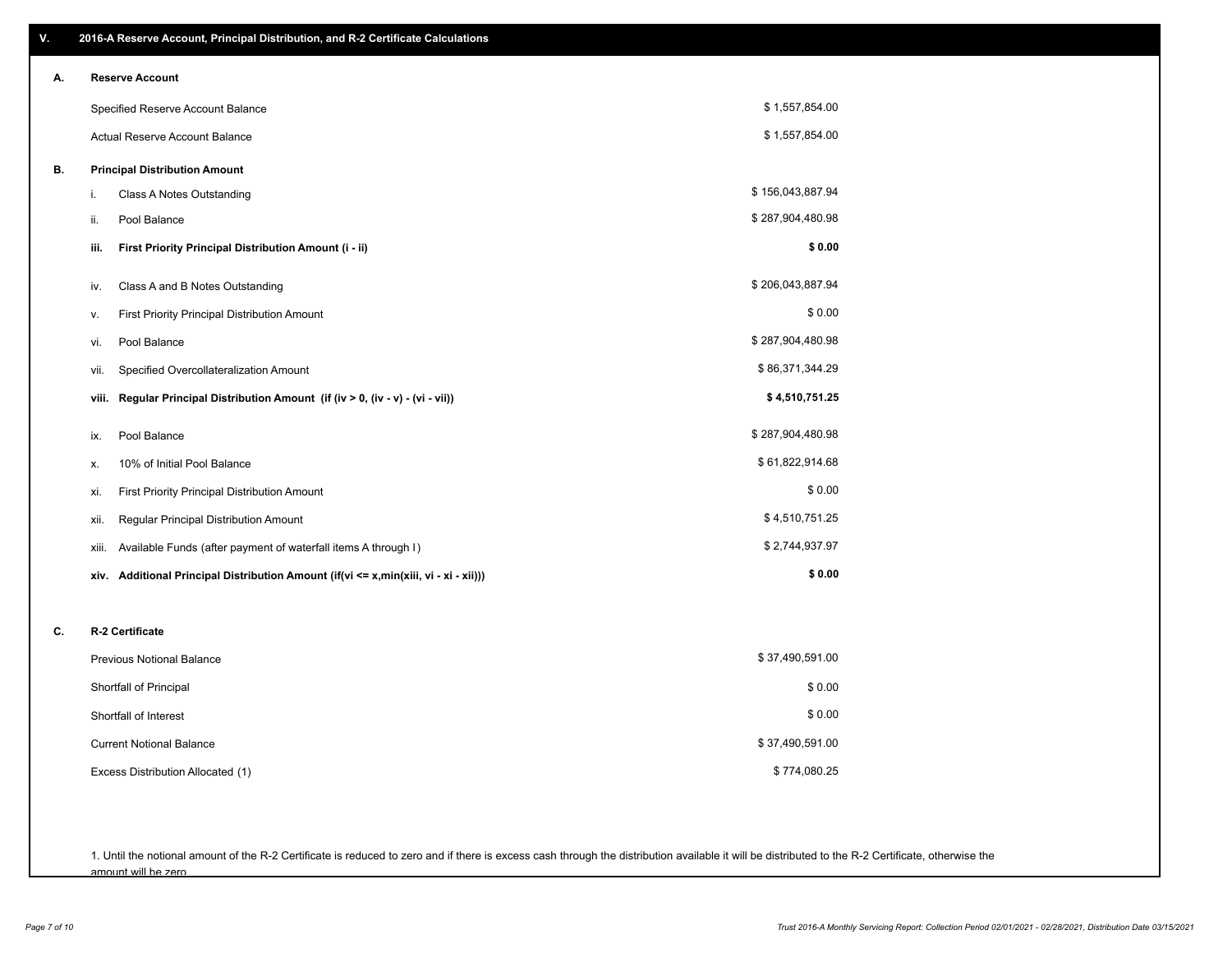## V. 2016-A Reserve Account, Principal Distribution, and R-2 Certificate Calculations

### A. Reserve Account

| | |
|---|---|
| Specified Reserve Account Balance | $ 1,557,854.00 |
| Actual Reserve Account Balance | $ 1,557,854.00 |

### B. Principal Distribution Amount

| | | |
|---|---|---|
| i. | Class A Notes Outstanding | $ 156,043,887.94 |
| ii. | Pool Balance | $ 287,904,480.98 |
| **iii.** | **First Priority Principal Distribution Amount (i - ii)** | **$ 0.00** |
| iv. | Class A and B Notes Outstanding | $ 206,043,887.94 |
| v. | First Priority Principal Distribution Amount | $ 0.00 |
| vi. | Pool Balance | $ 287,904,480.98 |
| vii. | Specified Overcollateralization Amount | $ 86,371,344.29 |
| **viii.** | **Regular Principal Distribution Amount (if (iv > 0, (iv - v) - (vi - vii))** | **$ 4,510,751.25** |
| ix. | Pool Balance | $ 287,904,480.98 |
| x. | 10% of Initial Pool Balance | $ 61,822,914.68 |
| xi. | First Priority Principal Distribution Amount | $ 0.00 |
| xii. | Regular Principal Distribution Amount | $ 4,510,751.25 |
| xiii. | Available Funds (after payment of waterfall items A through I) | $ 2,744,937.97 |
| **xiv.** | **Additional Principal Distribution Amount (if(vi <= x,min(xiii, vi - xi - xii)))** | **$ 0.00** |

### C. R-2 Certificate

| | |
|---|---|
| Previous Notional Balance | $ 37,490,591.00 |
| Shortfall of Principal | $ 0.00 |
| Shortfall of Interest | $ 0.00 |
| Current Notional Balance | $ 37,490,591.00 |
| Excess Distribution Allocated (1) | $ 774,080.25 |

1. Until the notional amount of the R-2 Certificate is reduced to zero and if there is excess cash through the distribution available it will be distributed to the R-2 Certificate, otherwise the amount will be zero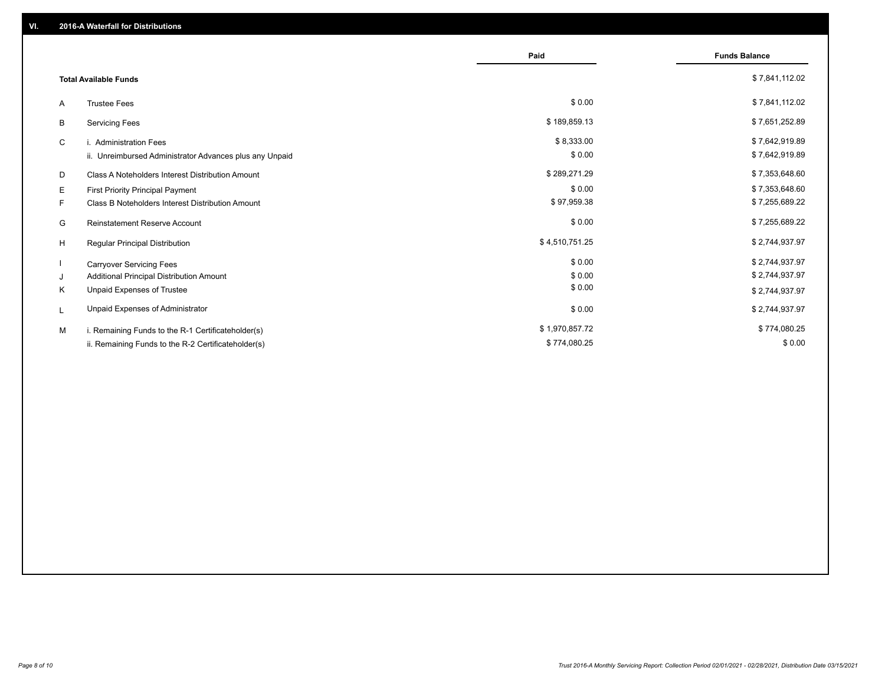## VI. 2016-A Waterfall for Distributions

| | | Paid | Funds Balance |
|---|---|---|---|
| | **Total Available Funds** | | $ 7,841,112.02 |
| A | Trustee Fees | $ 0.00 | $ 7,841,112.02 |
| B | Servicing Fees | $ 189,859.13 | $ 7,651,252.89 |
| C | i. Administration Fees | $ 8,333.00 | $ 7,642,919.89 |
| | ii. Unreimbursed Administrator Advances plus any Unpaid | $ 0.00 | $ 7,642,919.89 |
| D | Class A Noteholders Interest Distribution Amount | $ 289,271.29 | $ 7,353,648.60 |
| E | First Priority Principal Payment | $ 0.00 | $ 7,353,648.60 |
| F | Class B Noteholders Interest Distribution Amount | $ 97,959.38 | $ 7,255,689.22 |
| G | Reinstatement Reserve Account | $ 0.00 | $ 7,255,689.22 |
| H | Regular Principal Distribution | $ 4,510,751.25 | $ 2,744,937.97 |
| I | Carryover Servicing Fees | $ 0.00 | $ 2,744,937.97 |
| J | Additional Principal Distribution Amount | $ 0.00 | $ 2,744,937.97 |
| K | Unpaid Expenses of Trustee | $ 0.00 | $ 2,744,937.97 |
| L | Unpaid Expenses of Administrator | $ 0.00 | $ 2,744,937.97 |
| M | i. Remaining Funds to the R-1 Certificateholder(s) | $ 1,970,857.72 | $ 774,080.25 |
| | ii. Remaining Funds to the R-2 Certificateholder(s) | $ 774,080.25 | $ 0.00 |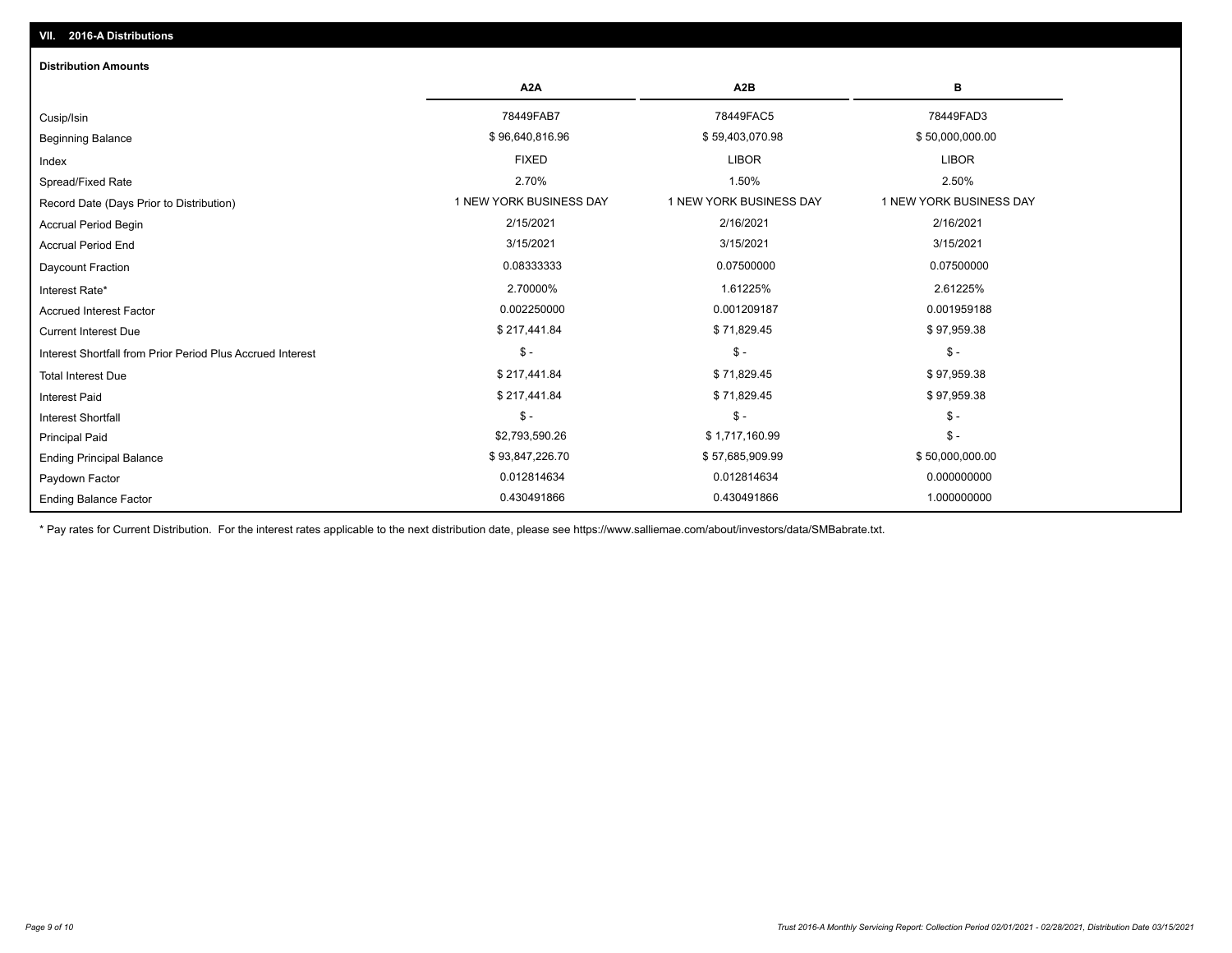## VII. 2016-A Distributions

### Distribution Amounts

| | A2A | A2B | B |
|---|---|---|---|
| Cusip/Isin | 78449FAB7 | 78449FAC5 | 78449FAD3 |
| Beginning Balance | $ 96,640,816.96 | $ 59,403,070.98 | $ 50,000,000.00 |
| Index | FIXED | LIBOR | LIBOR |
| Spread/Fixed Rate | 2.70% | 1.50% | 2.50% |
| Record Date (Days Prior to Distribution) | 1 NEW YORK BUSINESS DAY | 1 NEW YORK BUSINESS DAY | 1 NEW YORK BUSINESS DAY |
| Accrual Period Begin | 2/15/2021 | 2/16/2021 | 2/16/2021 |
| Accrual Period End | 3/15/2021 | 3/15/2021 | 3/15/2021 |
| Daycount Fraction | 0.08333333 | 0.07500000 | 0.07500000 |
| Interest Rate* | 2.70000% | 1.61225% | 2.61225% |
| Accrued Interest Factor | 0.002250000 | 0.001209187 | 0.001959188 |
| Current Interest Due | $ 217,441.84 | $ 71,829.45 | $ 97,959.38 |
| Interest Shortfall from Prior Period Plus Accrued Interest | $ - | $ - | $ - |
| Total Interest Due | $ 217,441.84 | $ 71,829.45 | $ 97,959.38 |
| Interest Paid | $ 217,441.84 | $ 71,829.45 | $ 97,959.38 |
| Interest Shortfall | $ - | $ - | $ - |
| Principal Paid | $2,793,590.26 | $ 1,717,160.99 | $ - |
| Ending Principal Balance | $ 93,847,226.70 | $ 57,685,909.99 | $ 50,000,000.00 |
| Paydown Factor | 0.012814634 | 0.012814634 | 0.000000000 |
| Ending Balance Factor | 0.430491866 | 0.430491866 | 1.000000000 |

* Pay rates for Current Distribution. For the interest rates applicable to the next distribution date, please see https://www.salliemae.com/about/investors/data/SMBabrate.txt.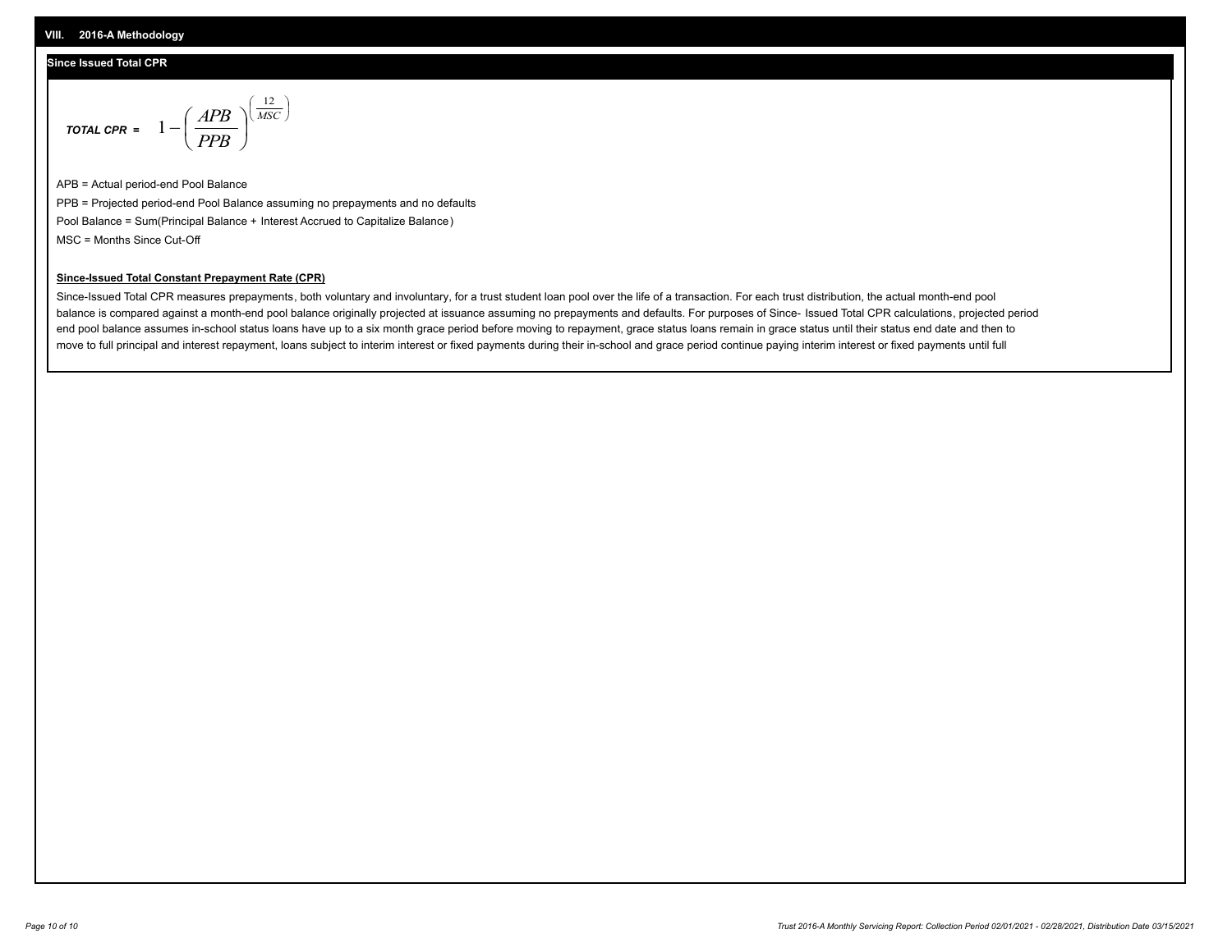## VIII. 2016-A Methodology

### Since Issued Total CPR

$$\textit{TOTAL CPR} = 1 - \left(\frac{APB}{PPB}\right)^{\left(\frac{12}{MSC}\right)}$$

APB = Actual period-end Pool Balance

PPB = Projected period-end Pool Balance assuming no prepayments and no defaults

Pool Balance = Sum(Principal Balance + Interest Accrued to Capitalize Balance)

MSC = Months Since Cut-Off

**Since-Issued Total Constant Prepayment Rate (CPR)**

Since-Issued Total CPR measures prepayments, both voluntary and involuntary, for a trust student loan pool over the life of a transaction. For each trust distribution, the actual month-end pool balance is compared against a month-end pool balance originally projected at issuance assuming no prepayments and defaults. For purposes of Since- Issued Total CPR calculations, projected period end pool balance assumes in-school status loans have up to a six month grace period before moving to repayment, grace status loans remain in grace status until their status end date and then to move to full principal and interest repayment, loans subject to interim interest or fixed payments during their in-school and grace period continue paying interim interest or fixed payments until full